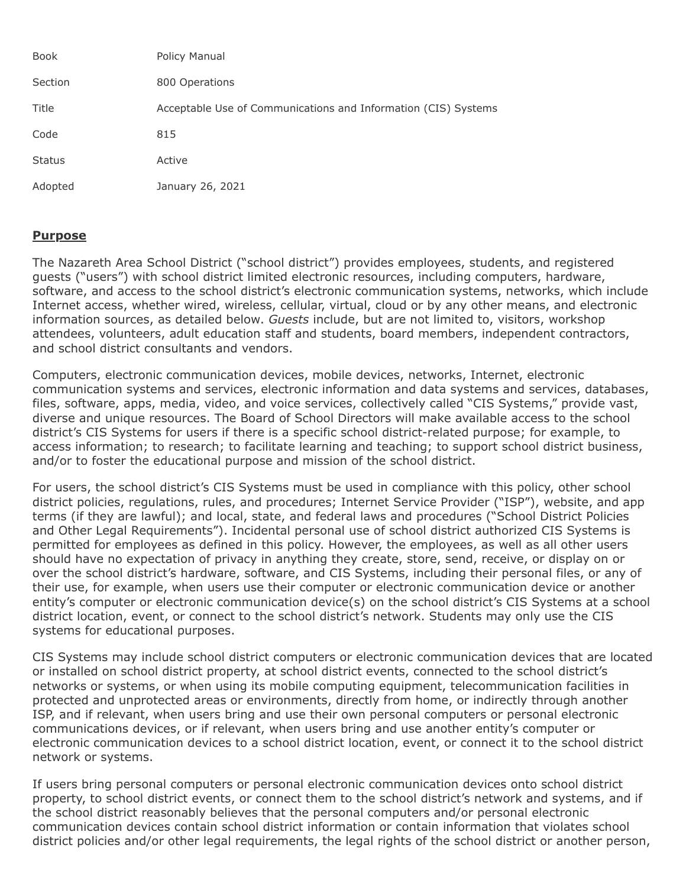| | |
|---|---|
| Book | Policy Manual |
| Section | 800 Operations |
| Title | Acceptable Use of Communications and Information (CIS) Systems |
| Code | 815 |
| Status | Active |
| Adopted | January 26, 2021 |

## Purpose

The Nazareth Area School District ("school district") provides employees, students, and registered guests ("users") with school district limited electronic resources, including computers, hardware, software, and access to the school district's electronic communication systems, networks, which include Internet access, whether wired, wireless, cellular, virtual, cloud or by any other means, and electronic information sources, as detailed below. *Guests* include, but are not limited to, visitors, workshop attendees, volunteers, adult education staff and students, board members, independent contractors, and school district consultants and vendors.

Computers, electronic communication devices, mobile devices, networks, Internet, electronic communication systems and services, electronic information and data systems and services, databases, files, software, apps, media, video, and voice services, collectively called "CIS Systems," provide vast, diverse and unique resources. The Board of School Directors will make available access to the school district's CIS Systems for users if there is a specific school district-related purpose; for example, to access information; to research; to facilitate learning and teaching; to support school district business, and/or to foster the educational purpose and mission of the school district.

For users, the school district's CIS Systems must be used in compliance with this policy, other school district policies, regulations, rules, and procedures; Internet Service Provider ("ISP"), website, and app terms (if they are lawful); and local, state, and federal laws and procedures ("School District Policies and Other Legal Requirements"). Incidental personal use of school district authorized CIS Systems is permitted for employees as defined in this policy. However, the employees, as well as all other users should have no expectation of privacy in anything they create, store, send, receive, or display on or over the school district's hardware, software, and CIS Systems, including their personal files, or any of their use, for example, when users use their computer or electronic communication device or another entity's computer or electronic communication device(s) on the school district's CIS Systems at a school district location, event, or connect to the school district's network. Students may only use the CIS systems for educational purposes.

CIS Systems may include school district computers or electronic communication devices that are located or installed on school district property, at school district events, connected to the school district's networks or systems, or when using its mobile computing equipment, telecommunication facilities in protected and unprotected areas or environments, directly from home, or indirectly through another ISP, and if relevant, when users bring and use their own personal computers or personal electronic communications devices, or if relevant, when users bring and use another entity's computer or electronic communication devices to a school district location, event, or connect it to the school district network or systems.

If users bring personal computers or personal electronic communication devices onto school district property, to school district events, or connect them to the school district's network and systems, and if the school district reasonably believes that the personal computers and/or personal electronic communication devices contain school district information or contain information that violates school district policies and/or other legal requirements, the legal rights of the school district or another person,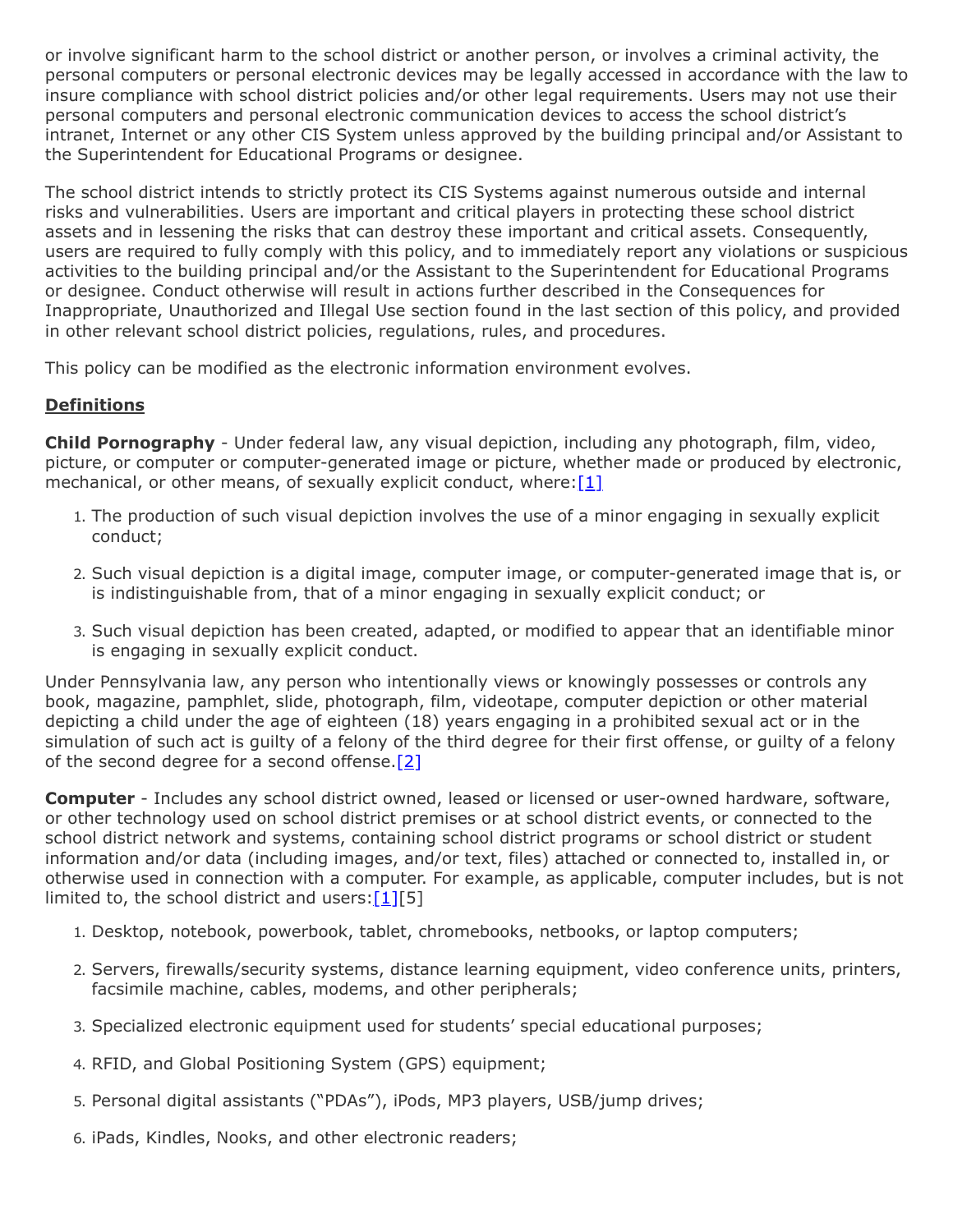or involve significant harm to the school district or another person, or involves a criminal activity, the personal computers or personal electronic devices may be legally accessed in accordance with the law to insure compliance with school district policies and/or other legal requirements. Users may not use their personal computers and personal electronic communication devices to access the school district's intranet, Internet or any other CIS System unless approved by the building principal and/or Assistant to the Superintendent for Educational Programs or designee.

The school district intends to strictly protect its CIS Systems against numerous outside and internal risks and vulnerabilities. Users are important and critical players in protecting these school district assets and in lessening the risks that can destroy these important and critical assets. Consequently, users are required to fully comply with this policy, and to immediately report any violations or suspicious activities to the building principal and/or the Assistant to the Superintendent for Educational Programs or designee. Conduct otherwise will result in actions further described in the Consequences for Inappropriate, Unauthorized and Illegal Use section found in the last section of this policy, and provided in other relevant school district policies, regulations, rules, and procedures.

This policy can be modified as the electronic information environment evolves.

## Definitions

**Child Pornography** - Under federal law, any visual depiction, including any photograph, film, video, picture, or computer or computer-generated image or picture, whether made or produced by electronic, mechanical, or other means, of sexually explicit conduct, where:[1]

1. The production of such visual depiction involves the use of a minor engaging in sexually explicit conduct;
2. Such visual depiction is a digital image, computer image, or computer-generated image that is, or is indistinguishable from, that of a minor engaging in sexually explicit conduct; or
3. Such visual depiction has been created, adapted, or modified to appear that an identifiable minor is engaging in sexually explicit conduct.

Under Pennsylvania law, any person who intentionally views or knowingly possesses or controls any book, magazine, pamphlet, slide, photograph, film, videotape, computer depiction or other material depicting a child under the age of eighteen (18) years engaging in a prohibited sexual act or in the simulation of such act is guilty of a felony of the third degree for their first offense, or guilty of a felony of the second degree for a second offense.[2]

**Computer** - Includes any school district owned, leased or licensed or user-owned hardware, software, or other technology used on school district premises or at school district events, or connected to the school district network and systems, containing school district programs or school district or student information and/or data (including images, and/or text, files) attached or connected to, installed in, or otherwise used in connection with a computer. For example, as applicable, computer includes, but is not limited to, the school district and users:[1][5]

1. Desktop, notebook, powerbook, tablet, chromebooks, netbooks, or laptop computers;
2. Servers, firewalls/security systems, distance learning equipment, video conference units, printers, facsimile machine, cables, modems, and other peripherals;
3. Specialized electronic equipment used for students' special educational purposes;
4. RFID, and Global Positioning System (GPS) equipment;
5. Personal digital assistants ("PDAs"), iPods, MP3 players, USB/jump drives;
6. iPads, Kindles, Nooks, and other electronic readers;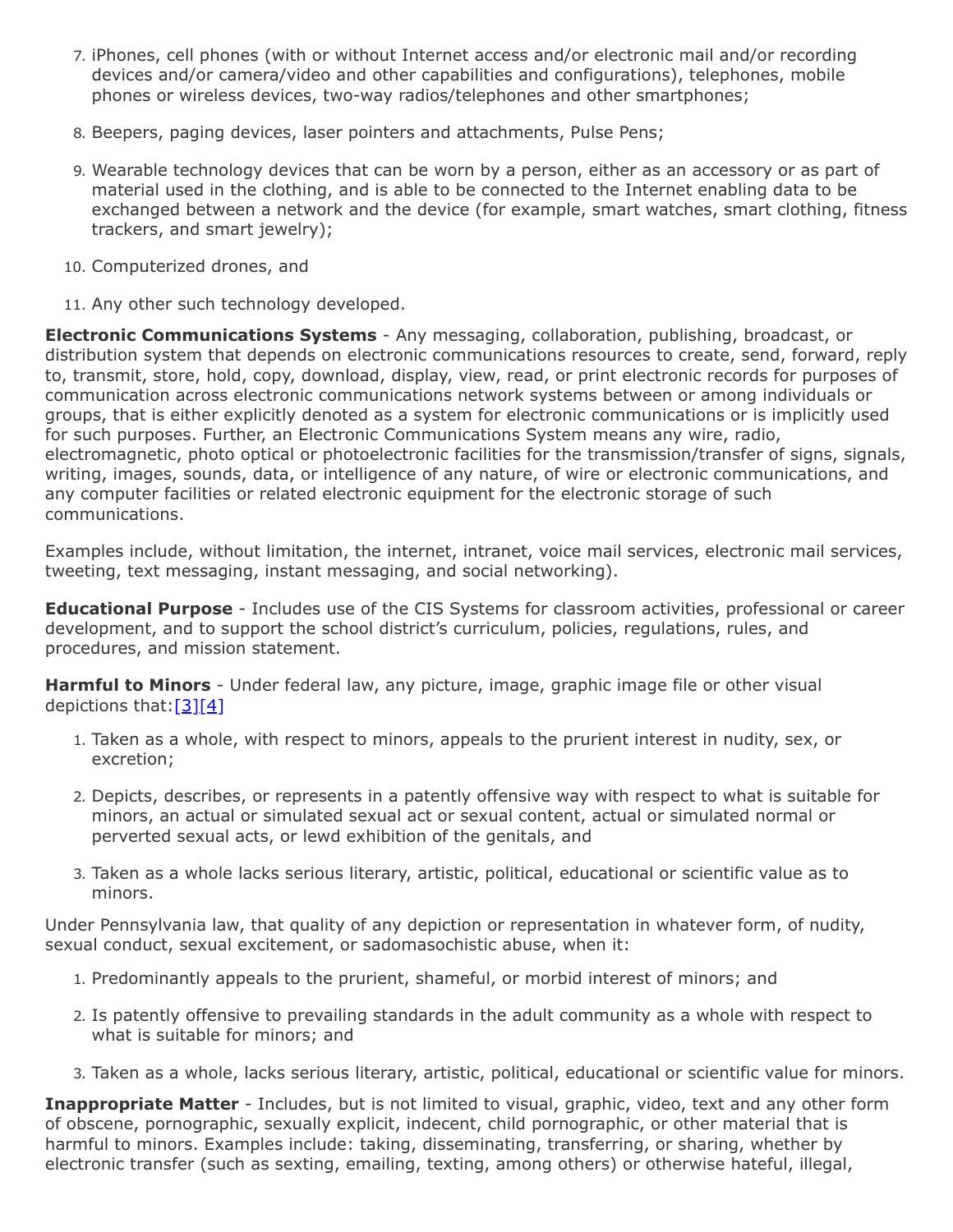7. iPhones, cell phones (with or without Internet access and/or electronic mail and/or recording devices and/or camera/video and other capabilities and configurations), telephones, mobile phones or wireless devices, two-way radios/telephones and other smartphones;

8. Beepers, paging devices, laser pointers and attachments, Pulse Pens;

9. Wearable technology devices that can be worn by a person, either as an accessory or as part of material used in the clothing, and is able to be connected to the Internet enabling data to be exchanged between a network and the device (for example, smart watches, smart clothing, fitness trackers, and smart jewelry);

10. Computerized drones, and

11. Any other such technology developed.

**Electronic Communications Systems** - Any messaging, collaboration, publishing, broadcast, or distribution system that depends on electronic communications resources to create, send, forward, reply to, transmit, store, hold, copy, download, display, view, read, or print electronic records for purposes of communication across electronic communications network systems between or among individuals or groups, that is either explicitly denoted as a system for electronic communications or is implicitly used for such purposes. Further, an Electronic Communications System means any wire, radio, electromagnetic, photo optical or photoelectronic facilities for the transmission/transfer of signs, signals, writing, images, sounds, data, or intelligence of any nature, of wire or electronic communications, and any computer facilities or related electronic equipment for the electronic storage of such communications.

Examples include, without limitation, the internet, intranet, voice mail services, electronic mail services, tweeting, text messaging, instant messaging, and social networking).

**Educational Purpose** - Includes use of the CIS Systems for classroom activities, professional or career development, and to support the school district's curriculum, policies, regulations, rules, and procedures, and mission statement.

**Harmful to Minors** - Under federal law, any picture, image, graphic image file or other visual depictions that:[3][4]

1. Taken as a whole, with respect to minors, appeals to the prurient interest in nudity, sex, or excretion;

2. Depicts, describes, or represents in a patently offensive way with respect to what is suitable for minors, an actual or simulated sexual act or sexual content, actual or simulated normal or perverted sexual acts, or lewd exhibition of the genitals, and

3. Taken as a whole lacks serious literary, artistic, political, educational or scientific value as to minors.

Under Pennsylvania law, that quality of any depiction or representation in whatever form, of nudity, sexual conduct, sexual excitement, or sadomasochistic abuse, when it:

1. Predominantly appeals to the prurient, shameful, or morbid interest of minors; and

2. Is patently offensive to prevailing standards in the adult community as a whole with respect to what is suitable for minors; and

3. Taken as a whole, lacks serious literary, artistic, political, educational or scientific value for minors.

**Inappropriate Matter** - Includes, but is not limited to visual, graphic, video, text and any other form of obscene, pornographic, sexually explicit, indecent, child pornographic, or other material that is harmful to minors. Examples include: taking, disseminating, transferring, or sharing, whether by electronic transfer (such as sexting, emailing, texting, among others) or otherwise hateful, illegal,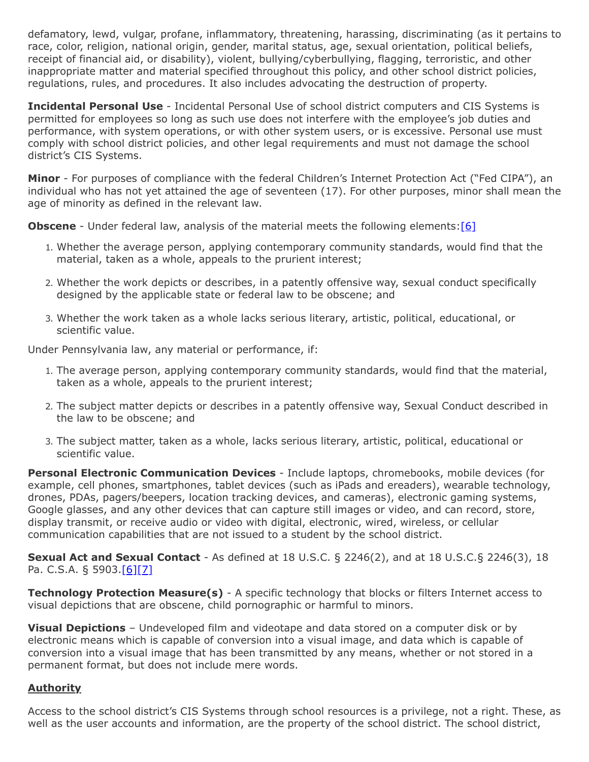defamatory, lewd, vulgar, profane, inflammatory, threatening, harassing, discriminating (as it pertains to race, color, religion, national origin, gender, marital status, age, sexual orientation, political beliefs, receipt of financial aid, or disability), violent, bullying/cyberbullying, flagging, terroristic, and other inappropriate matter and material specified throughout this policy, and other school district policies, regulations, rules, and procedures. It also includes advocating the destruction of property.

**Incidental Personal Use** - Incidental Personal Use of school district computers and CIS Systems is permitted for employees so long as such use does not interfere with the employee's job duties and performance, with system operations, or with other system users, or is excessive. Personal use must comply with school district policies, and other legal requirements and must not damage the school district's CIS Systems.

**Minor** - For purposes of compliance with the federal Children's Internet Protection Act ("Fed CIPA"), an individual who has not yet attained the age of seventeen (17). For other purposes, minor shall mean the age of minority as defined in the relevant law.

**Obscene** - Under federal law, analysis of the material meets the following elements:[6]

1. Whether the average person, applying contemporary community standards, would find that the material, taken as a whole, appeals to the prurient interest;
2. Whether the work depicts or describes, in a patently offensive way, sexual conduct specifically designed by the applicable state or federal law to be obscene; and
3. Whether the work taken as a whole lacks serious literary, artistic, political, educational, or scientific value.

Under Pennsylvania law, any material or performance, if:

1. The average person, applying contemporary community standards, would find that the material, taken as a whole, appeals to the prurient interest;
2. The subject matter depicts or describes in a patently offensive way, Sexual Conduct described in the law to be obscene; and
3. The subject matter, taken as a whole, lacks serious literary, artistic, political, educational or scientific value.

**Personal Electronic Communication Devices** - Include laptops, chromebooks, mobile devices (for example, cell phones, smartphones, tablet devices (such as iPads and ereaders), wearable technology, drones, PDAs, pagers/beepers, location tracking devices, and cameras), electronic gaming systems, Google glasses, and any other devices that can capture still images or video, and can record, store, display transmit, or receive audio or video with digital, electronic, wired, wireless, or cellular communication capabilities that are not issued to a student by the school district.

**Sexual Act and Sexual Contact** - As defined at 18 U.S.C. § 2246(2), and at 18 U.S.C.§ 2246(3), 18 Pa. C.S.A. § 5903.[6][7]

**Technology Protection Measure(s)** - A specific technology that blocks or filters Internet access to visual depictions that are obscene, child pornographic or harmful to minors.

**Visual Depictions** – Undeveloped film and videotape and data stored on a computer disk or by electronic means which is capable of conversion into a visual image, and data which is capable of conversion into a visual image that has been transmitted by any means, whether or not stored in a permanent format, but does not include mere words.

## Authority

Access to the school district's CIS Systems through school resources is a privilege, not a right. These, as well as the user accounts and information, are the property of the school district. The school district,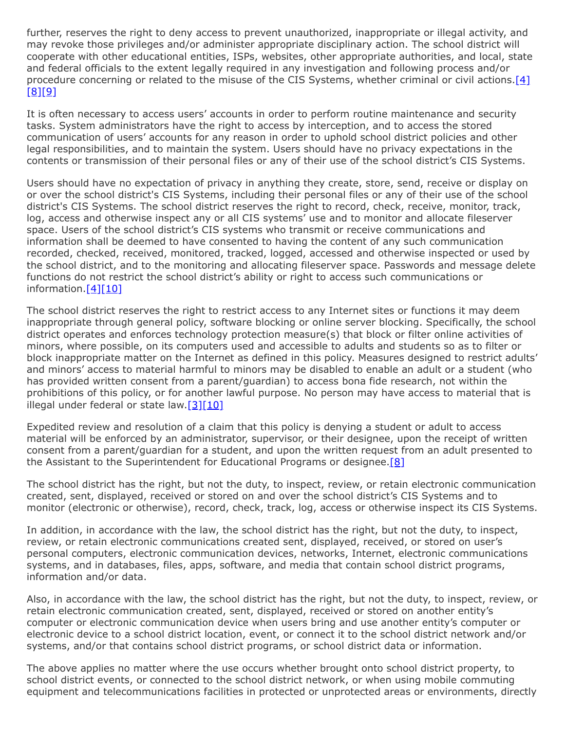further, reserves the right to deny access to prevent unauthorized, inappropriate or illegal activity, and may revoke those privileges and/or administer appropriate disciplinary action. The school district will cooperate with other educational entities, ISPs, websites, other appropriate authorities, and local, state and federal officials to the extent legally required in any investigation and following process and/or procedure concerning or related to the misuse of the CIS Systems, whether criminal or civil actions.[4][8][9]

It is often necessary to access users' accounts in order to perform routine maintenance and security tasks. System administrators have the right to access by interception, and to access the stored communication of users' accounts for any reason in order to uphold school district policies and other legal responsibilities, and to maintain the system. Users should have no privacy expectations in the contents or transmission of their personal files or any of their use of the school district's CIS Systems.

Users should have no expectation of privacy in anything they create, store, send, receive or display on or over the school district's CIS Systems, including their personal files or any of their use of the school district's CIS Systems. The school district reserves the right to record, check, receive, monitor, track, log, access and otherwise inspect any or all CIS systems' use and to monitor and allocate fileserver space. Users of the school district's CIS systems who transmit or receive communications and information shall be deemed to have consented to having the content of any such communication recorded, checked, received, monitored, tracked, logged, accessed and otherwise inspected or used by the school district, and to the monitoring and allocating fileserver space. Passwords and message delete functions do not restrict the school district's ability or right to access such communications or information.[4][10]

The school district reserves the right to restrict access to any Internet sites or functions it may deem inappropriate through general policy, software blocking or online server blocking. Specifically, the school district operates and enforces technology protection measure(s) that block or filter online activities of minors, where possible, on its computers used and accessible to adults and students so as to filter or block inappropriate matter on the Internet as defined in this policy. Measures designed to restrict adults' and minors' access to material harmful to minors may be disabled to enable an adult or a student (who has provided written consent from a parent/guardian) to access bona fide research, not within the prohibitions of this policy, or for another lawful purpose. No person may have access to material that is illegal under federal or state law.[3][10]

Expedited review and resolution of a claim that this policy is denying a student or adult to access material will be enforced by an administrator, supervisor, or their designee, upon the receipt of written consent from a parent/guardian for a student, and upon the written request from an adult presented to the Assistant to the Superintendent for Educational Programs or designee.[8]

The school district has the right, but not the duty, to inspect, review, or retain electronic communication created, sent, displayed, received or stored on and over the school district's CIS Systems and to monitor (electronic or otherwise), record, check, track, log, access or otherwise inspect its CIS Systems.

In addition, in accordance with the law, the school district has the right, but not the duty, to inspect, review, or retain electronic communications created sent, displayed, received, or stored on user's personal computers, electronic communication devices, networks, Internet, electronic communications systems, and in databases, files, apps, software, and media that contain school district programs, information and/or data.

Also, in accordance with the law, the school district has the right, but not the duty, to inspect, review, or retain electronic communication created, sent, displayed, received or stored on another entity's computer or electronic communication device when users bring and use another entity's computer or electronic device to a school district location, event, or connect it to the school district network and/or systems, and/or that contains school district programs, or school district data or information.

The above applies no matter where the use occurs whether brought onto school district property, to school district events, or connected to the school district network, or when using mobile commuting equipment and telecommunications facilities in protected or unprotected areas or environments, directly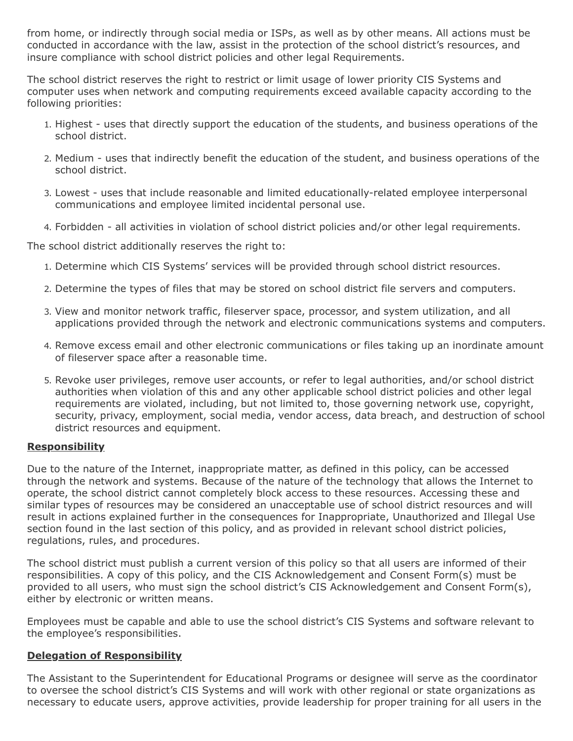from home, or indirectly through social media or ISPs, as well as by other means. All actions must be conducted in accordance with the law, assist in the protection of the school district's resources, and insure compliance with school district policies and other legal Requirements.

The school district reserves the right to restrict or limit usage of lower priority CIS Systems and computer uses when network and computing requirements exceed available capacity according to the following priorities:

1. Highest - uses that directly support the education of the students, and business operations of the school district.
2. Medium - uses that indirectly benefit the education of the student, and business operations of the school district.
3. Lowest - uses that include reasonable and limited educationally-related employee interpersonal communications and employee limited incidental personal use.
4. Forbidden - all activities in violation of school district policies and/or other legal requirements.

The school district additionally reserves the right to:

1. Determine which CIS Systems' services will be provided through school district resources.
2. Determine the types of files that may be stored on school district file servers and computers.
3. View and monitor network traffic, fileserver space, processor, and system utilization, and all applications provided through the network and electronic communications systems and computers.
4. Remove excess email and other electronic communications or files taking up an inordinate amount of fileserver space after a reasonable time.
5. Revoke user privileges, remove user accounts, or refer to legal authorities, and/or school district authorities when violation of this and any other applicable school district policies and other legal requirements are violated, including, but not limited to, those governing network use, copyright, security, privacy, employment, social media, vendor access, data breach, and destruction of school district resources and equipment.

**Responsibility**

Due to the nature of the Internet, inappropriate matter, as defined in this policy, can be accessed through the network and systems. Because of the nature of the technology that allows the Internet to operate, the school district cannot completely block access to these resources. Accessing these and similar types of resources may be considered an unacceptable use of school district resources and will result in actions explained further in the consequences for Inappropriate, Unauthorized and Illegal Use section found in the last section of this policy, and as provided in relevant school district policies, regulations, rules, and procedures.

The school district must publish a current version of this policy so that all users are informed of their responsibilities. A copy of this policy, and the CIS Acknowledgement and Consent Form(s) must be provided to all users, who must sign the school district's CIS Acknowledgement and Consent Form(s), either by electronic or written means.

Employees must be capable and able to use the school district's CIS Systems and software relevant to the employee's responsibilities.

**Delegation of Responsibility**

The Assistant to the Superintendent for Educational Programs or designee will serve as the coordinator to oversee the school district's CIS Systems and will work with other regional or state organizations as necessary to educate users, approve activities, provide leadership for proper training for all users in the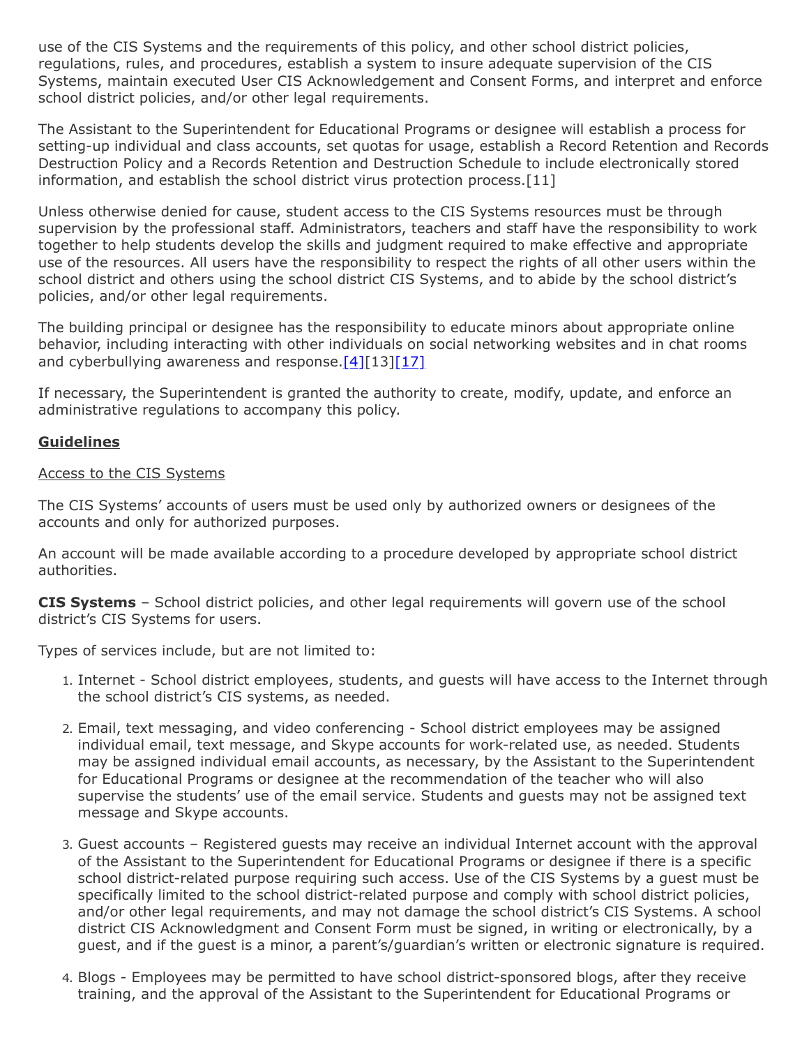use of the CIS Systems and the requirements of this policy, and other school district policies, regulations, rules, and procedures, establish a system to insure adequate supervision of the CIS Systems, maintain executed User CIS Acknowledgement and Consent Forms, and interpret and enforce school district policies, and/or other legal requirements.

The Assistant to the Superintendent for Educational Programs or designee will establish a process for setting-up individual and class accounts, set quotas for usage, establish a Record Retention and Records Destruction Policy and a Records Retention and Destruction Schedule to include electronically stored information, and establish the school district virus protection process.[11]

Unless otherwise denied for cause, student access to the CIS Systems resources must be through supervision by the professional staff. Administrators, teachers and staff have the responsibility to work together to help students develop the skills and judgment required to make effective and appropriate use of the resources. All users have the responsibility to respect the rights of all other users within the school district and others using the school district CIS Systems, and to abide by the school district's policies, and/or other legal requirements.

The building principal or designee has the responsibility to educate minors about appropriate online behavior, including interacting with other individuals on social networking websites and in chat rooms and cyberbullying awareness and response.[4][13][17]

If necessary, the Superintendent is granted the authority to create, modify, update, and enforce an administrative regulations to accompany this policy.

## Guidelines

### Access to the CIS Systems

The CIS Systems' accounts of users must be used only by authorized owners or designees of the accounts and only for authorized purposes.

An account will be made available according to a procedure developed by appropriate school district authorities.

**CIS Systems** – School district policies, and other legal requirements will govern use of the school district's CIS Systems for users.

Types of services include, but are not limited to:

1. Internet - School district employees, students, and guests will have access to the Internet through the school district's CIS systems, as needed.
2. Email, text messaging, and video conferencing - School district employees may be assigned individual email, text message, and Skype accounts for work-related use, as needed. Students may be assigned individual email accounts, as necessary, by the Assistant to the Superintendent for Educational Programs or designee at the recommendation of the teacher who will also supervise the students' use of the email service. Students and guests may not be assigned text message and Skype accounts.
3. Guest accounts – Registered guests may receive an individual Internet account with the approval of the Assistant to the Superintendent for Educational Programs or designee if there is a specific school district-related purpose requiring such access. Use of the CIS Systems by a guest must be specifically limited to the school district-related purpose and comply with school district policies, and/or other legal requirements, and may not damage the school district's CIS Systems. A school district CIS Acknowledgment and Consent Form must be signed, in writing or electronically, by a guest, and if the guest is a minor, a parent's/guardian's written or electronic signature is required.
4. Blogs - Employees may be permitted to have school district-sponsored blogs, after they receive training, and the approval of the Assistant to the Superintendent for Educational Programs or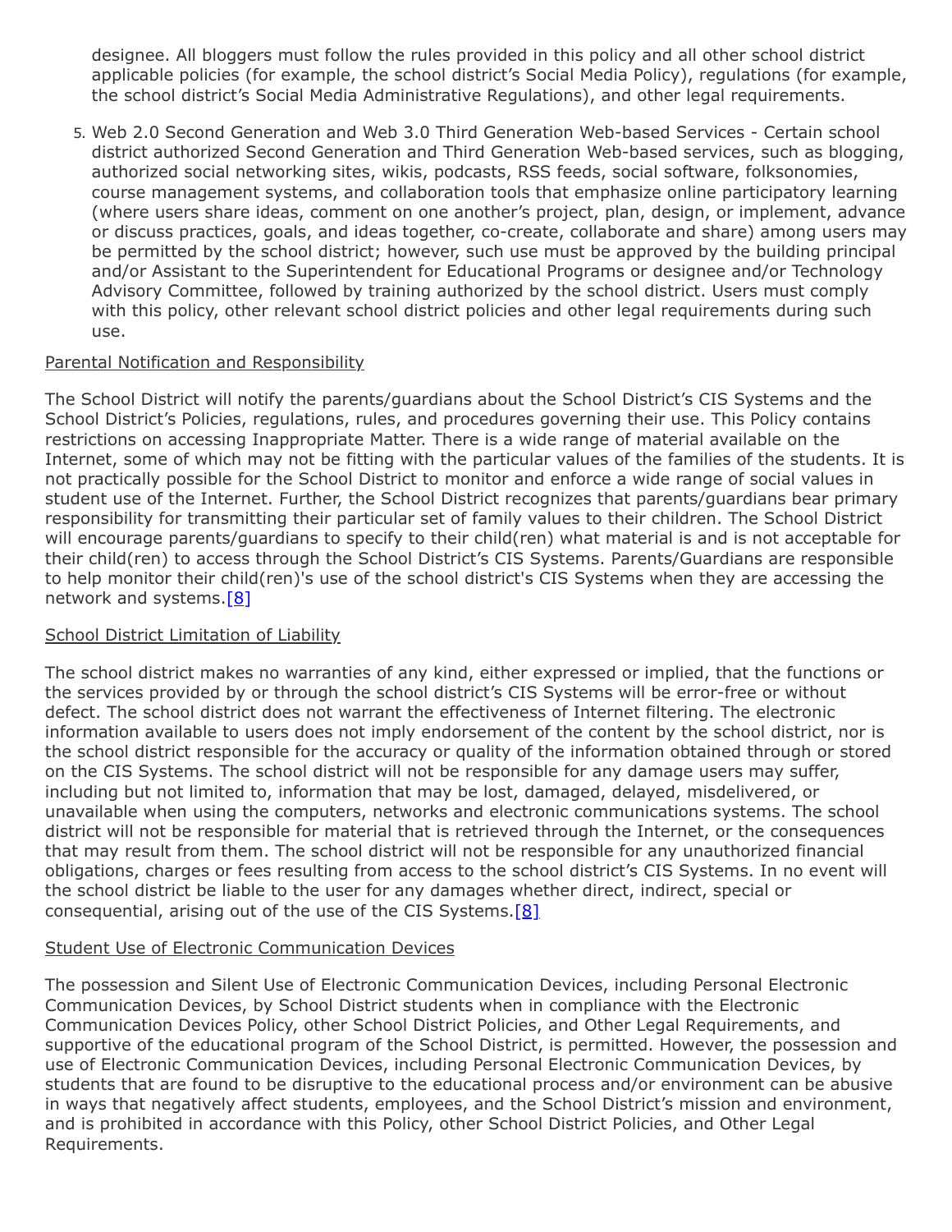designee. All bloggers must follow the rules provided in this policy and all other school district applicable policies (for example, the school district's Social Media Policy), regulations (for example, the school district's Social Media Administrative Regulations), and other legal requirements.

5. Web 2.0 Second Generation and Web 3.0 Third Generation Web-based Services - Certain school district authorized Second Generation and Third Generation Web-based services, such as blogging, authorized social networking sites, wikis, podcasts, RSS feeds, social software, folksonomies, course management systems, and collaboration tools that emphasize online participatory learning (where users share ideas, comment on one another's project, plan, design, or implement, advance or discuss practices, goals, and ideas together, co-create, collaborate and share) among users may be permitted by the school district; however, such use must be approved by the building principal and/or Assistant to the Superintendent for Educational Programs or designee and/or Technology Advisory Committee, followed by training authorized by the school district. Users must comply with this policy, other relevant school district policies and other legal requirements during such use.

Parental Notification and Responsibility

The School District will notify the parents/guardians about the School District's CIS Systems and the School District's Policies, regulations, rules, and procedures governing their use. This Policy contains restrictions on accessing Inappropriate Matter. There is a wide range of material available on the Internet, some of which may not be fitting with the particular values of the families of the students. It is not practically possible for the School District to monitor and enforce a wide range of social values in student use of the Internet. Further, the School District recognizes that parents/guardians bear primary responsibility for transmitting their particular set of family values to their children. The School District will encourage parents/guardians to specify to their child(ren) what material is and is not acceptable for their child(ren) to access through the School District's CIS Systems. Parents/Guardians are responsible to help monitor their child(ren)'s use of the school district's CIS Systems when they are accessing the network and systems.[8]

School District Limitation of Liability

The school district makes no warranties of any kind, either expressed or implied, that the functions or the services provided by or through the school district's CIS Systems will be error-free or without defect. The school district does not warrant the effectiveness of Internet filtering. The electronic information available to users does not imply endorsement of the content by the school district, nor is the school district responsible for the accuracy or quality of the information obtained through or stored on the CIS Systems. The school district will not be responsible for any damage users may suffer, including but not limited to, information that may be lost, damaged, delayed, misdelivered, or unavailable when using the computers, networks and electronic communications systems. The school district will not be responsible for material that is retrieved through the Internet, or the consequences that may result from them. The school district will not be responsible for any unauthorized financial obligations, charges or fees resulting from access to the school district's CIS Systems. In no event will the school district be liable to the user for any damages whether direct, indirect, special or consequential, arising out of the use of the CIS Systems.[8]

Student Use of Electronic Communication Devices

The possession and Silent Use of Electronic Communication Devices, including Personal Electronic Communication Devices, by School District students when in compliance with the Electronic Communication Devices Policy, other School District Policies, and Other Legal Requirements, and supportive of the educational program of the School District, is permitted. However, the possession and use of Electronic Communication Devices, including Personal Electronic Communication Devices, by students that are found to be disruptive to the educational process and/or environment can be abusive in ways that negatively affect students, employees, and the School District's mission and environment, and is prohibited in accordance with this Policy, other School District Policies, and Other Legal Requirements.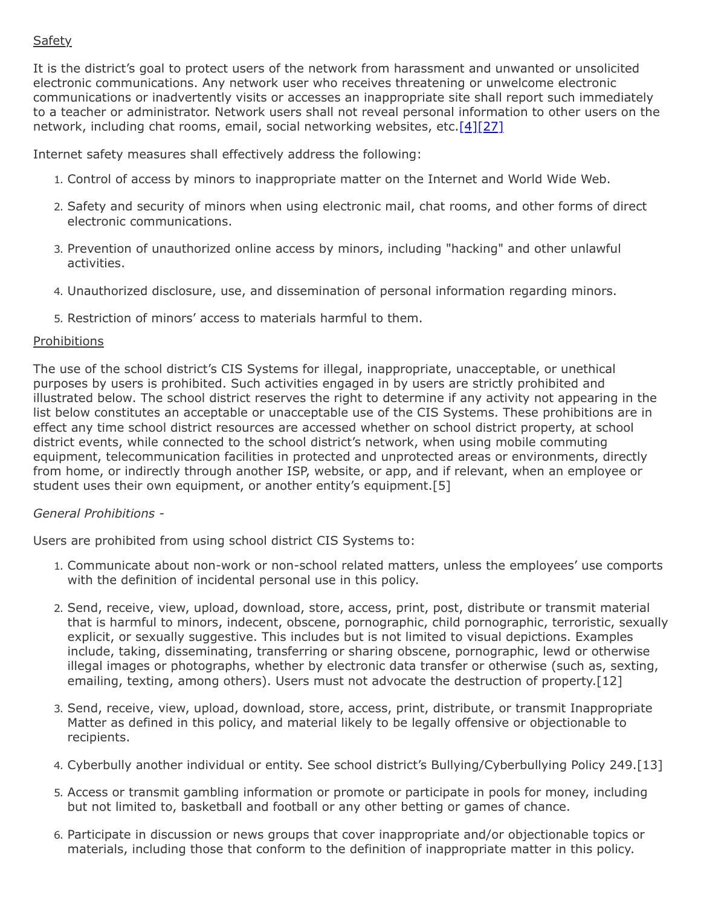<u>Safety</u>

It is the district's goal to protect users of the network from harassment and unwanted or unsolicited electronic communications. Any network user who receives threatening or unwelcome electronic communications or inadvertently visits or accesses an inappropriate site shall report such immediately to a teacher or administrator. Network users shall not reveal personal information to other users on the network, including chat rooms, email, social networking websites, etc.[4][27]

Internet safety measures shall effectively address the following:

1. Control of access by minors to inappropriate matter on the Internet and World Wide Web.
2. Safety and security of minors when using electronic mail, chat rooms, and other forms of direct electronic communications.
3. Prevention of unauthorized online access by minors, including "hacking" and other unlawful activities.
4. Unauthorized disclosure, use, and dissemination of personal information regarding minors.
5. Restriction of minors' access to materials harmful to them.

<u>Prohibitions</u>

The use of the school district's CIS Systems for illegal, inappropriate, unacceptable, or unethical purposes by users is prohibited. Such activities engaged in by users are strictly prohibited and illustrated below. The school district reserves the right to determine if any activity not appearing in the list below constitutes an acceptable or unacceptable use of the CIS Systems. These prohibitions are in effect any time school district resources are accessed whether on school district property, at school district events, while connected to the school district's network, when using mobile commuting equipment, telecommunication facilities in protected and unprotected areas or environments, directly from home, or indirectly through another ISP, website, or app, and if relevant, when an employee or student uses their own equipment, or another entity's equipment.[5]

*General Prohibitions -*

Users are prohibited from using school district CIS Systems to:

1. Communicate about non-work or non-school related matters, unless the employees' use comports with the definition of incidental personal use in this policy.
2. Send, receive, view, upload, download, store, access, print, post, distribute or transmit material that is harmful to minors, indecent, obscene, pornographic, child pornographic, terroristic, sexually explicit, or sexually suggestive. This includes but is not limited to visual depictions. Examples include, taking, disseminating, transferring or sharing obscene, pornographic, lewd or otherwise illegal images or photographs, whether by electronic data transfer or otherwise (such as, sexting, emailing, texting, among others). Users must not advocate the destruction of property.[12]
3. Send, receive, view, upload, download, store, access, print, distribute, or transmit Inappropriate Matter as defined in this policy, and material likely to be legally offensive or objectionable to recipients.
4. Cyberbully another individual or entity. See school district's Bullying/Cyberbullying Policy 249.[13]
5. Access or transmit gambling information or promote or participate in pools for money, including but not limited to, basketball and football or any other betting or games of chance.
6. Participate in discussion or news groups that cover inappropriate and/or objectionable topics or materials, including those that conform to the definition of inappropriate matter in this policy.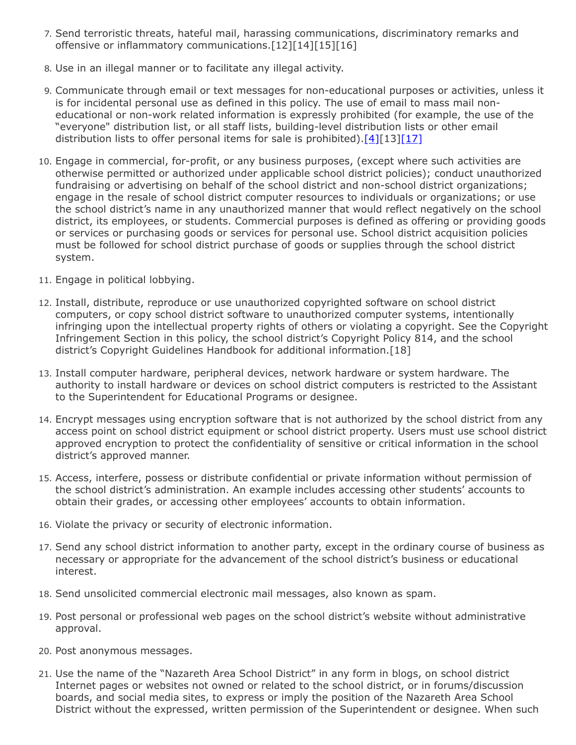7. Send terroristic threats, hateful mail, harassing communications, discriminatory remarks and offensive or inflammatory communications.[12][14][15][16]

8. Use in an illegal manner or to facilitate any illegal activity.

9. Communicate through email or text messages for non-educational purposes or activities, unless it is for incidental personal use as defined in this policy. The use of email to mass mail non-educational or non-work related information is expressly prohibited (for example, the use of the "everyone" distribution list, or all staff lists, building-level distribution lists or other email distribution lists to offer personal items for sale is prohibited).[4][13][17]

10. Engage in commercial, for-profit, or any business purposes, (except where such activities are otherwise permitted or authorized under applicable school district policies); conduct unauthorized fundraising or advertising on behalf of the school district and non-school district organizations; engage in the resale of school district computer resources to individuals or organizations; or use the school district's name in any unauthorized manner that would reflect negatively on the school district, its employees, or students. Commercial purposes is defined as offering or providing goods or services or purchasing goods or services for personal use. School district acquisition policies must be followed for school district purchase of goods or supplies through the school district system.

11. Engage in political lobbying.

12. Install, distribute, reproduce or use unauthorized copyrighted software on school district computers, or copy school district software to unauthorized computer systems, intentionally infringing upon the intellectual property rights of others or violating a copyright. See the Copyright Infringement Section in this policy, the school district's Copyright Policy 814, and the school district's Copyright Guidelines Handbook for additional information.[18]

13. Install computer hardware, peripheral devices, network hardware or system hardware. The authority to install hardware or devices on school district computers is restricted to the Assistant to the Superintendent for Educational Programs or designee.

14. Encrypt messages using encryption software that is not authorized by the school district from any access point on school district equipment or school district property. Users must use school district approved encryption to protect the confidentiality of sensitive or critical information in the school district's approved manner.

15. Access, interfere, possess or distribute confidential or private information without permission of the school district's administration. An example includes accessing other students' accounts to obtain their grades, or accessing other employees' accounts to obtain information.

16. Violate the privacy or security of electronic information.

17. Send any school district information to another party, except in the ordinary course of business as necessary or appropriate for the advancement of the school district's business or educational interest.

18. Send unsolicited commercial electronic mail messages, also known as spam.

19. Post personal or professional web pages on the school district's website without administrative approval.

20. Post anonymous messages.

21. Use the name of the "Nazareth Area School District" in any form in blogs, on school district Internet pages or websites not owned or related to the school district, or in forums/discussion boards, and social media sites, to express or imply the position of the Nazareth Area School District without the expressed, written permission of the Superintendent or designee. When such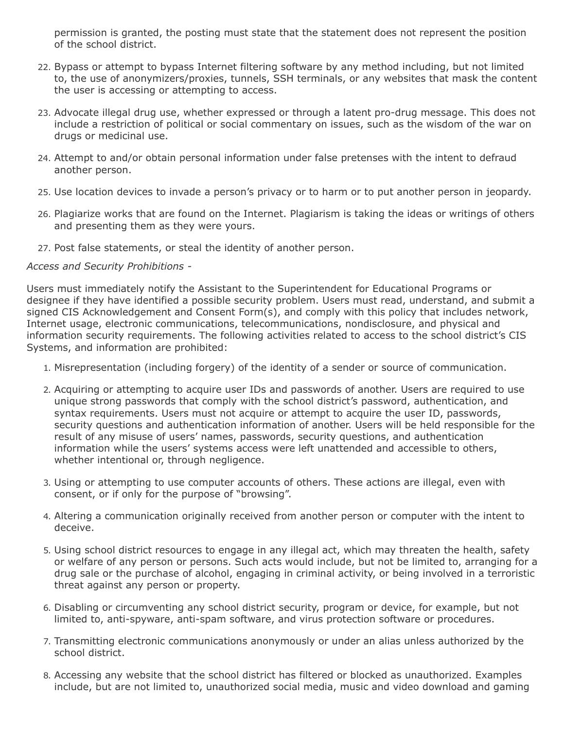permission is granted, the posting must state that the statement does not represent the position of the school district.

22. Bypass or attempt to bypass Internet filtering software by any method including, but not limited to, the use of anonymizers/proxies, tunnels, SSH terminals, or any websites that mask the content the user is accessing or attempting to access.

23. Advocate illegal drug use, whether expressed or through a latent pro-drug message. This does not include a restriction of political or social commentary on issues, such as the wisdom of the war on drugs or medicinal use.

24. Attempt to and/or obtain personal information under false pretenses with the intent to defraud another person.

25. Use location devices to invade a person's privacy or to harm or to put another person in jeopardy.

26. Plagiarize works that are found on the Internet. Plagiarism is taking the ideas or writings of others and presenting them as they were yours.

27. Post false statements, or steal the identity of another person.

*Access and Security Prohibitions -*

Users must immediately notify the Assistant to the Superintendent for Educational Programs or designee if they have identified a possible security problem. Users must read, understand, and submit a signed CIS Acknowledgement and Consent Form(s), and comply with this policy that includes network, Internet usage, electronic communications, telecommunications, nondisclosure, and physical and information security requirements. The following activities related to access to the school district's CIS Systems, and information are prohibited:

1. Misrepresentation (including forgery) of the identity of a sender or source of communication.

2. Acquiring or attempting to acquire user IDs and passwords of another. Users are required to use unique strong passwords that comply with the school district's password, authentication, and syntax requirements. Users must not acquire or attempt to acquire the user ID, passwords, security questions and authentication information of another. Users will be held responsible for the result of any misuse of users' names, passwords, security questions, and authentication information while the users' systems access were left unattended and accessible to others, whether intentional or, through negligence.

3. Using or attempting to use computer accounts of others. These actions are illegal, even with consent, or if only for the purpose of "browsing".

4. Altering a communication originally received from another person or computer with the intent to deceive.

5. Using school district resources to engage in any illegal act, which may threaten the health, safety or welfare of any person or persons. Such acts would include, but not be limited to, arranging for a drug sale or the purchase of alcohol, engaging in criminal activity, or being involved in a terroristic threat against any person or property.

6. Disabling or circumventing any school district security, program or device, for example, but not limited to, anti-spyware, anti-spam software, and virus protection software or procedures.

7. Transmitting electronic communications anonymously or under an alias unless authorized by the school district.

8. Accessing any website that the school district has filtered or blocked as unauthorized. Examples include, but are not limited to, unauthorized social media, music and video download and gaming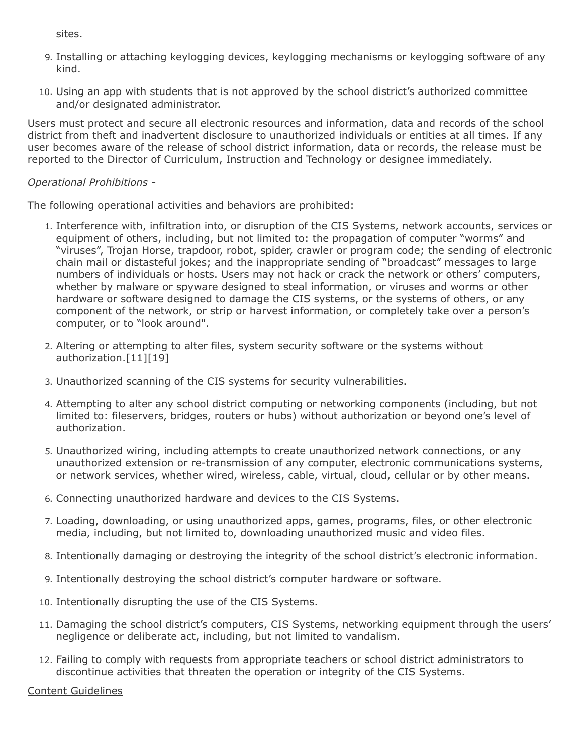sites.

9. Installing or attaching keylogging devices, keylogging mechanisms or keylogging software of any kind.
10. Using an app with students that is not approved by the school district's authorized committee and/or designated administrator.

Users must protect and secure all electronic resources and information, data and records of the school district from theft and inadvertent disclosure to unauthorized individuals or entities at all times. If any user becomes aware of the release of school district information, data or records, the release must be reported to the Director of Curriculum, Instruction and Technology or designee immediately.

*Operational Prohibitions -*

The following operational activities and behaviors are prohibited:

1. Interference with, infiltration into, or disruption of the CIS Systems, network accounts, services or equipment of others, including, but not limited to: the propagation of computer "worms" and "viruses", Trojan Horse, trapdoor, robot, spider, crawler or program code; the sending of electronic chain mail or distasteful jokes; and the inappropriate sending of "broadcast" messages to large numbers of individuals or hosts. Users may not hack or crack the network or others' computers, whether by malware or spyware designed to steal information, or viruses and worms or other hardware or software designed to damage the CIS systems, or the systems of others, or any component of the network, or strip or harvest information, or completely take over a person's computer, or to "look around".
2. Altering or attempting to alter files, system security software or the systems without authorization.[11][19]
3. Unauthorized scanning of the CIS systems for security vulnerabilities.
4. Attempting to alter any school district computing or networking components (including, but not limited to: fileservers, bridges, routers or hubs) without authorization or beyond one's level of authorization.
5. Unauthorized wiring, including attempts to create unauthorized network connections, or any unauthorized extension or re-transmission of any computer, electronic communications systems, or network services, whether wired, wireless, cable, virtual, cloud, cellular or by other means.
6. Connecting unauthorized hardware and devices to the CIS Systems.
7. Loading, downloading, or using unauthorized apps, games, programs, files, or other electronic media, including, but not limited to, downloading unauthorized music and video files.
8. Intentionally damaging or destroying the integrity of the school district's electronic information.
9. Intentionally destroying the school district's computer hardware or software.
10. Intentionally disrupting the use of the CIS Systems.
11. Damaging the school district's computers, CIS Systems, networking equipment through the users' negligence or deliberate act, including, but not limited to vandalism.
12. Failing to comply with requests from appropriate teachers or school district administrators to discontinue activities that threaten the operation or integrity of the CIS Systems.

<u>Content Guidelines</u>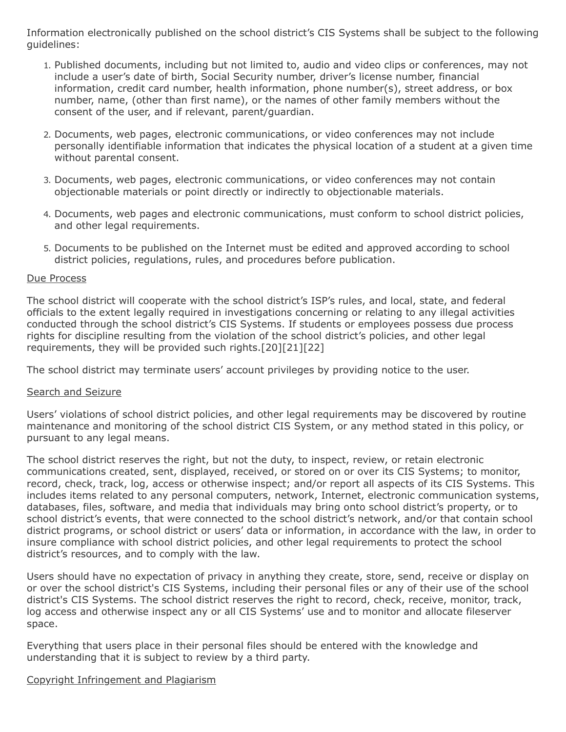Information electronically published on the school district's CIS Systems shall be subject to the following guidelines:

1. Published documents, including but not limited to, audio and video clips or conferences, may not include a user's date of birth, Social Security number, driver's license number, financial information, credit card number, health information, phone number(s), street address, or box number, name, (other than first name), or the names of other family members without the consent of the user, and if relevant, parent/guardian.

2. Documents, web pages, electronic communications, or video conferences may not include personally identifiable information that indicates the physical location of a student at a given time without parental consent.

3. Documents, web pages, electronic communications, or video conferences may not contain objectionable materials or point directly or indirectly to objectionable materials.

4. Documents, web pages and electronic communications, must conform to school district policies, and other legal requirements.

5. Documents to be published on the Internet must be edited and approved according to school district policies, regulations, rules, and procedures before publication.

<u>Due Process</u>

The school district will cooperate with the school district's ISP's rules, and local, state, and federal officials to the extent legally required in investigations concerning or relating to any illegal activities conducted through the school district's CIS Systems. If students or employees possess due process rights for discipline resulting from the violation of the school district's policies, and other legal requirements, they will be provided such rights.[20][21][22]

The school district may terminate users' account privileges by providing notice to the user.

<u>Search and Seizure</u>

Users' violations of school district policies, and other legal requirements may be discovered by routine maintenance and monitoring of the school district CIS System, or any method stated in this policy, or pursuant to any legal means.

The school district reserves the right, but not the duty, to inspect, review, or retain electronic communications created, sent, displayed, received, or stored on or over its CIS Systems; to monitor, record, check, track, log, access or otherwise inspect; and/or report all aspects of its CIS Systems. This includes items related to any personal computers, network, Internet, electronic communication systems, databases, files, software, and media that individuals may bring onto school district's property, or to school district's events, that were connected to the school district's network, and/or that contain school district programs, or school district or users' data or information, in accordance with the law, in order to insure compliance with school district policies, and other legal requirements to protect the school district's resources, and to comply with the law.

Users should have no expectation of privacy in anything they create, store, send, receive or display on or over the school district's CIS Systems, including their personal files or any of their use of the school district's CIS Systems. The school district reserves the right to record, check, receive, monitor, track, log access and otherwise inspect any or all CIS Systems' use and to monitor and allocate fileserver space.

Everything that users place in their personal files should be entered with the knowledge and understanding that it is subject to review by a third party.

<u>Copyright Infringement and Plagiarism</u>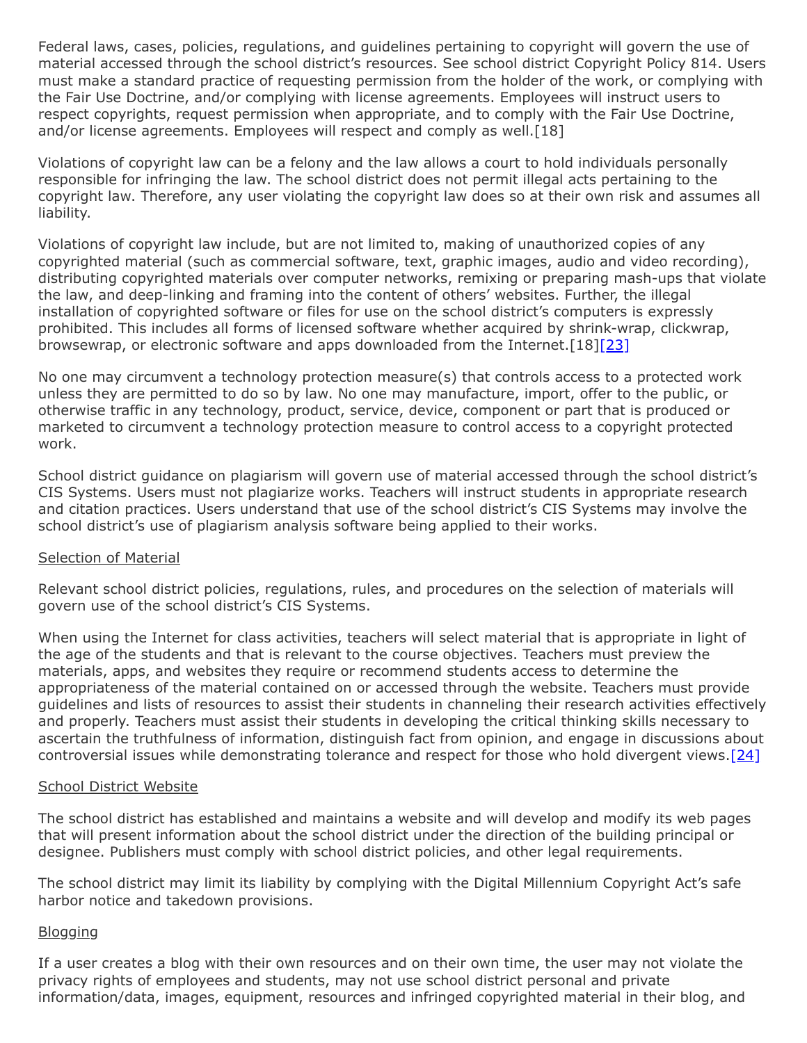Federal laws, cases, policies, regulations, and guidelines pertaining to copyright will govern the use of material accessed through the school district's resources. See school district Copyright Policy 814. Users must make a standard practice of requesting permission from the holder of the work, or complying with the Fair Use Doctrine, and/or complying with license agreements. Employees will instruct users to respect copyrights, request permission when appropriate, and to comply with the Fair Use Doctrine, and/or license agreements. Employees will respect and comply as well.[18]

Violations of copyright law can be a felony and the law allows a court to hold individuals personally responsible for infringing the law. The school district does not permit illegal acts pertaining to the copyright law. Therefore, any user violating the copyright law does so at their own risk and assumes all liability.

Violations of copyright law include, but are not limited to, making of unauthorized copies of any copyrighted material (such as commercial software, text, graphic images, audio and video recording), distributing copyrighted materials over computer networks, remixing or preparing mash-ups that violate the law, and deep-linking and framing into the content of others' websites. Further, the illegal installation of copyrighted software or files for use on the school district's computers is expressly prohibited. This includes all forms of licensed software whether acquired by shrink-wrap, clickwrap, browsewrap, or electronic software and apps downloaded from the Internet.[18][23]

No one may circumvent a technology protection measure(s) that controls access to a protected work unless they are permitted to do so by law. No one may manufacture, import, offer to the public, or otherwise traffic in any technology, product, service, device, component or part that is produced or marketed to circumvent a technology protection measure to control access to a copyright protected work.

School district guidance on plagiarism will govern use of material accessed through the school district's CIS Systems. Users must not plagiarize works. Teachers will instruct students in appropriate research and citation practices. Users understand that use of the school district's CIS Systems may involve the school district's use of plagiarism analysis software being applied to their works.

Selection of Material

Relevant school district policies, regulations, rules, and procedures on the selection of materials will govern use of the school district's CIS Systems.

When using the Internet for class activities, teachers will select material that is appropriate in light of the age of the students and that is relevant to the course objectives. Teachers must preview the materials, apps, and websites they require or recommend students access to determine the appropriateness of the material contained on or accessed through the website. Teachers must provide guidelines and lists of resources to assist their students in channeling their research activities effectively and properly. Teachers must assist their students in developing the critical thinking skills necessary to ascertain the truthfulness of information, distinguish fact from opinion, and engage in discussions about controversial issues while demonstrating tolerance and respect for those who hold divergent views.[24]

School District Website

The school district has established and maintains a website and will develop and modify its web pages that will present information about the school district under the direction of the building principal or designee. Publishers must comply with school district policies, and other legal requirements.

The school district may limit its liability by complying with the Digital Millennium Copyright Act's safe harbor notice and takedown provisions.

Blogging

If a user creates a blog with their own resources and on their own time, the user may not violate the privacy rights of employees and students, may not use school district personal and private information/data, images, equipment, resources and infringed copyrighted material in their blog, and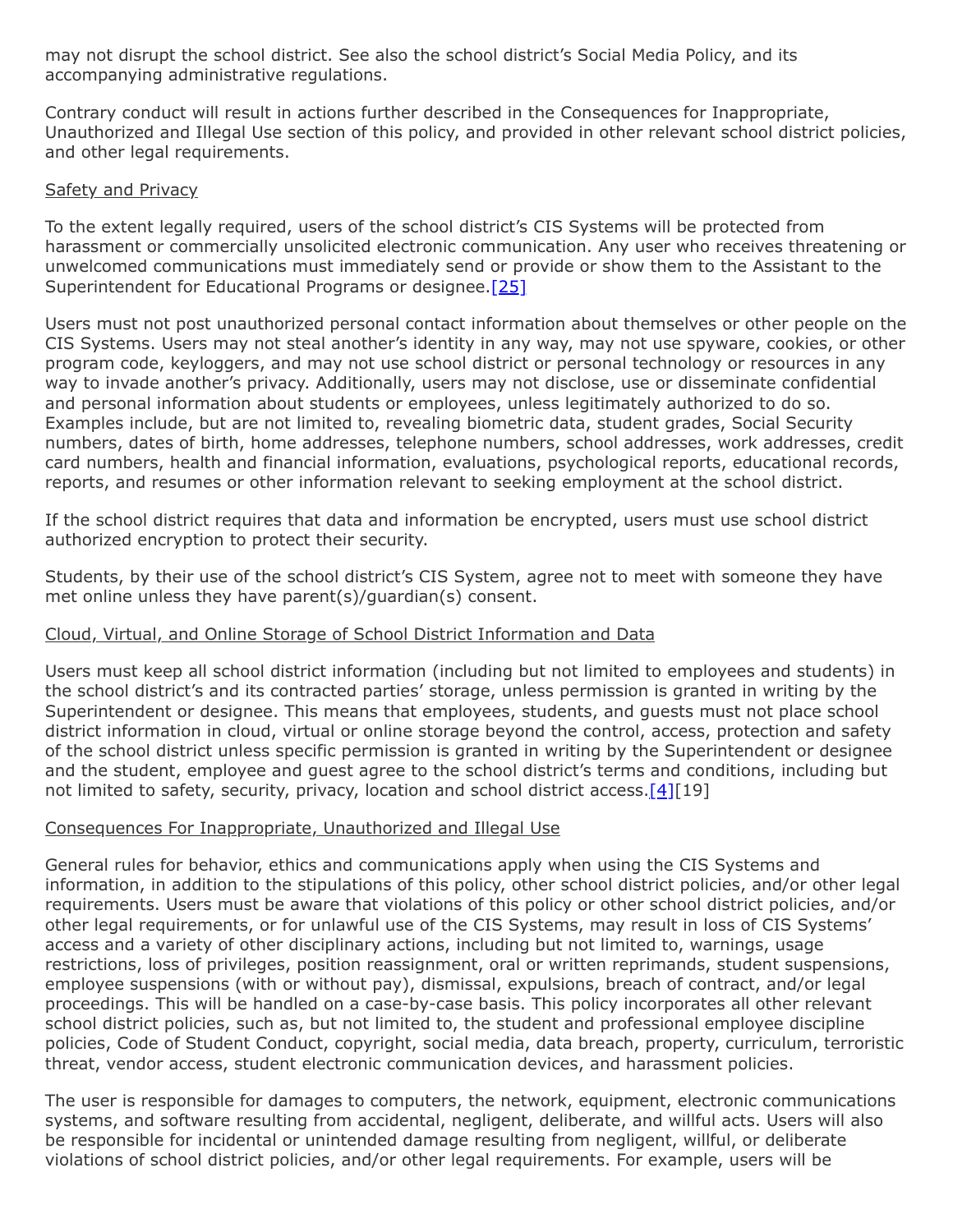may not disrupt the school district. See also the school district's Social Media Policy, and its accompanying administrative regulations.

Contrary conduct will result in actions further described in the Consequences for Inappropriate, Unauthorized and Illegal Use section of this policy, and provided in other relevant school district policies, and other legal requirements.

Safety and Privacy

To the extent legally required, users of the school district's CIS Systems will be protected from harassment or commercially unsolicited electronic communication. Any user who receives threatening or unwelcomed communications must immediately send or provide or show them to the Assistant to the Superintendent for Educational Programs or designee.[25]

Users must not post unauthorized personal contact information about themselves or other people on the CIS Systems. Users may not steal another's identity in any way, may not use spyware, cookies, or other program code, keyloggers, and may not use school district or personal technology or resources in any way to invade another's privacy. Additionally, users may not disclose, use or disseminate confidential and personal information about students or employees, unless legitimately authorized to do so. Examples include, but are not limited to, revealing biometric data, student grades, Social Security numbers, dates of birth, home addresses, telephone numbers, school addresses, work addresses, credit card numbers, health and financial information, evaluations, psychological reports, educational records, reports, and resumes or other information relevant to seeking employment at the school district.

If the school district requires that data and information be encrypted, users must use school district authorized encryption to protect their security.

Students, by their use of the school district's CIS System, agree not to meet with someone they have met online unless they have parent(s)/guardian(s) consent.

Cloud, Virtual, and Online Storage of School District Information and Data

Users must keep all school district information (including but not limited to employees and students) in the school district's and its contracted parties' storage, unless permission is granted in writing by the Superintendent or designee. This means that employees, students, and guests must not place school district information in cloud, virtual or online storage beyond the control, access, protection and safety of the school district unless specific permission is granted in writing by the Superintendent or designee and the student, employee and guest agree to the school district's terms and conditions, including but not limited to safety, security, privacy, location and school district access.[4][19]

Consequences For Inappropriate, Unauthorized and Illegal Use

General rules for behavior, ethics and communications apply when using the CIS Systems and information, in addition to the stipulations of this policy, other school district policies, and/or other legal requirements. Users must be aware that violations of this policy or other school district policies, and/or other legal requirements, or for unlawful use of the CIS Systems, may result in loss of CIS Systems' access and a variety of other disciplinary actions, including but not limited to, warnings, usage restrictions, loss of privileges, position reassignment, oral or written reprimands, student suspensions, employee suspensions (with or without pay), dismissal, expulsions, breach of contract, and/or legal proceedings. This will be handled on a case-by-case basis. This policy incorporates all other relevant school district policies, such as, but not limited to, the student and professional employee discipline policies, Code of Student Conduct, copyright, social media, data breach, property, curriculum, terroristic threat, vendor access, student electronic communication devices, and harassment policies.

The user is responsible for damages to computers, the network, equipment, electronic communications systems, and software resulting from accidental, negligent, deliberate, and willful acts. Users will also be responsible for incidental or unintended damage resulting from negligent, willful, or deliberate violations of school district policies, and/or other legal requirements. For example, users will be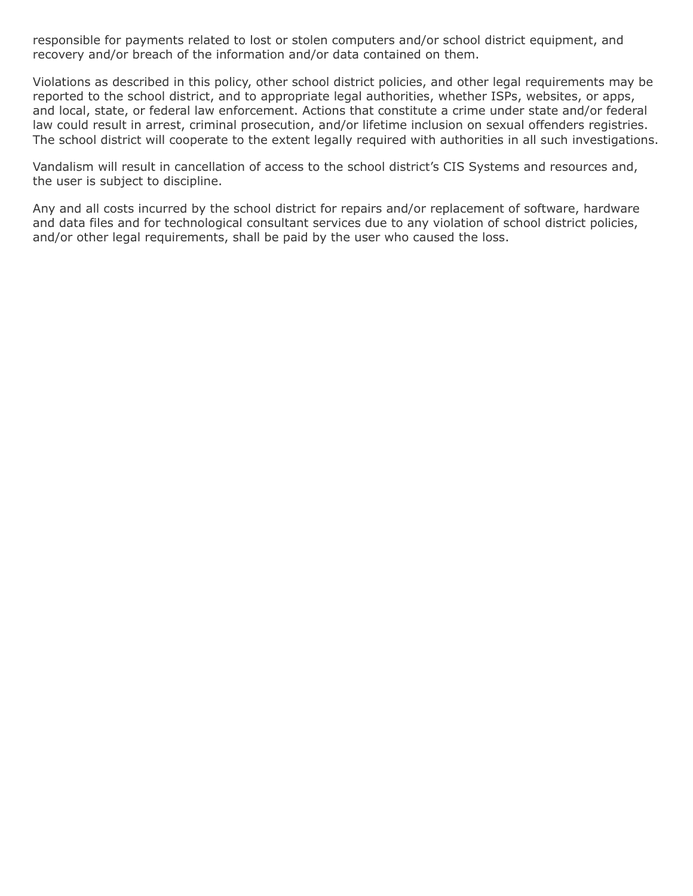responsible for payments related to lost or stolen computers and/or school district equipment, and recovery and/or breach of the information and/or data contained on them.

Violations as described in this policy, other school district policies, and other legal requirements may be reported to the school district, and to appropriate legal authorities, whether ISPs, websites, or apps, and local, state, or federal law enforcement. Actions that constitute a crime under state and/or federal law could result in arrest, criminal prosecution, and/or lifetime inclusion on sexual offenders registries. The school district will cooperate to the extent legally required with authorities in all such investigations.

Vandalism will result in cancellation of access to the school district's CIS Systems and resources and, the user is subject to discipline.

Any and all costs incurred by the school district for repairs and/or replacement of software, hardware and data files and for technological consultant services due to any violation of school district policies, and/or other legal requirements, shall be paid by the user who caused the loss.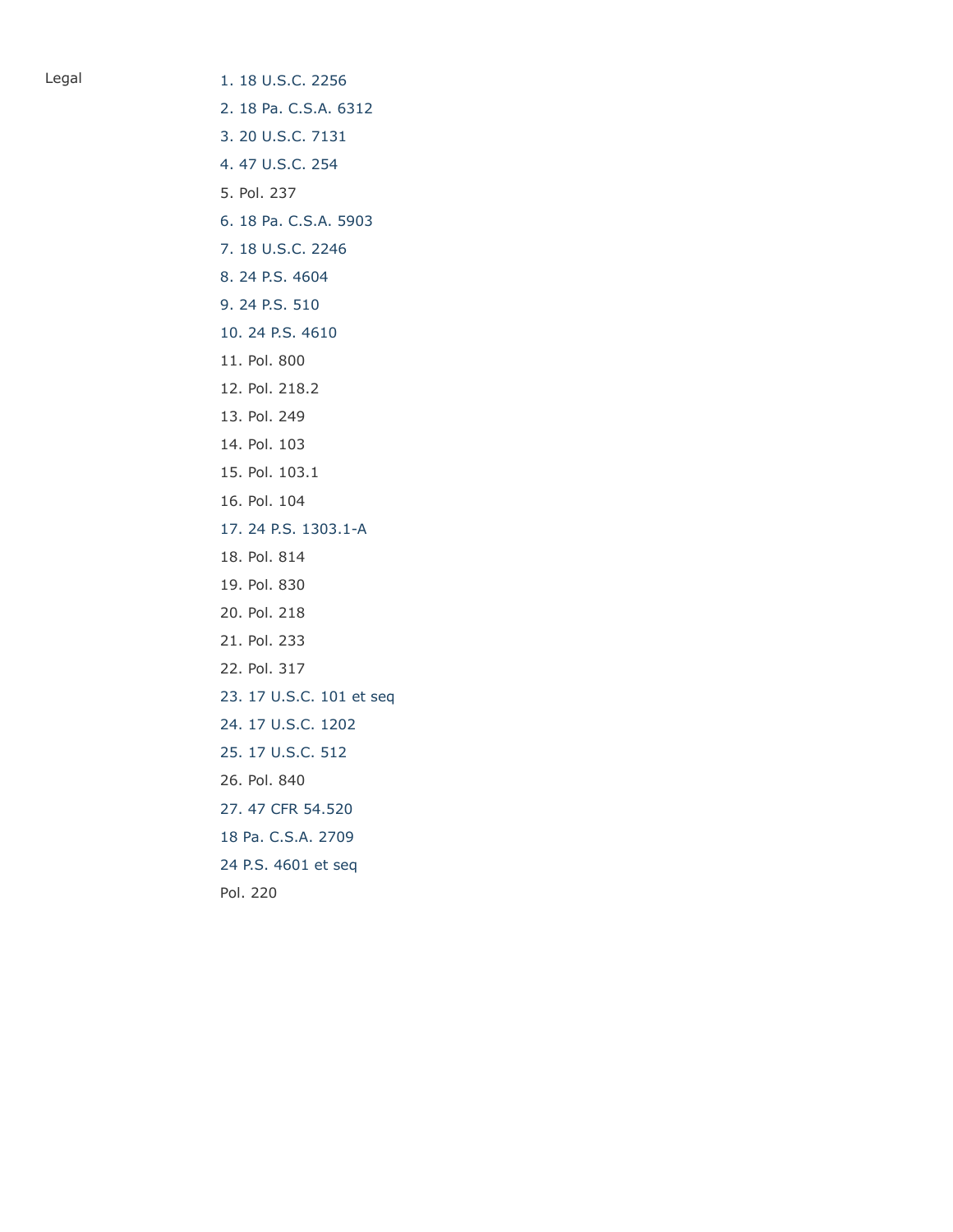Legal

1. 18 U.S.C. 2256
2. 18 Pa. C.S.A. 6312
3. 20 U.S.C. 7131
4. 47 U.S.C. 254
5. Pol. 237
6. 18 Pa. C.S.A. 5903
7. 18 U.S.C. 2246
8. 24 P.S. 4604
9. 24 P.S. 510
10. 24 P.S. 4610
11. Pol. 800
12. Pol. 218.2
13. Pol. 249
14. Pol. 103
15. Pol. 103.1
16. Pol. 104
17. 24 P.S. 1303.1-A
18. Pol. 814
19. Pol. 830
20. Pol. 218
21. Pol. 233
22. Pol. 317
23. 17 U.S.C. 101 et seq
24. 17 U.S.C. 1202
25. 17 U.S.C. 512
26. Pol. 840
27. 47 CFR 54.520

18 Pa. C.S.A. 2709

24 P.S. 4601 et seq

Pol. 220